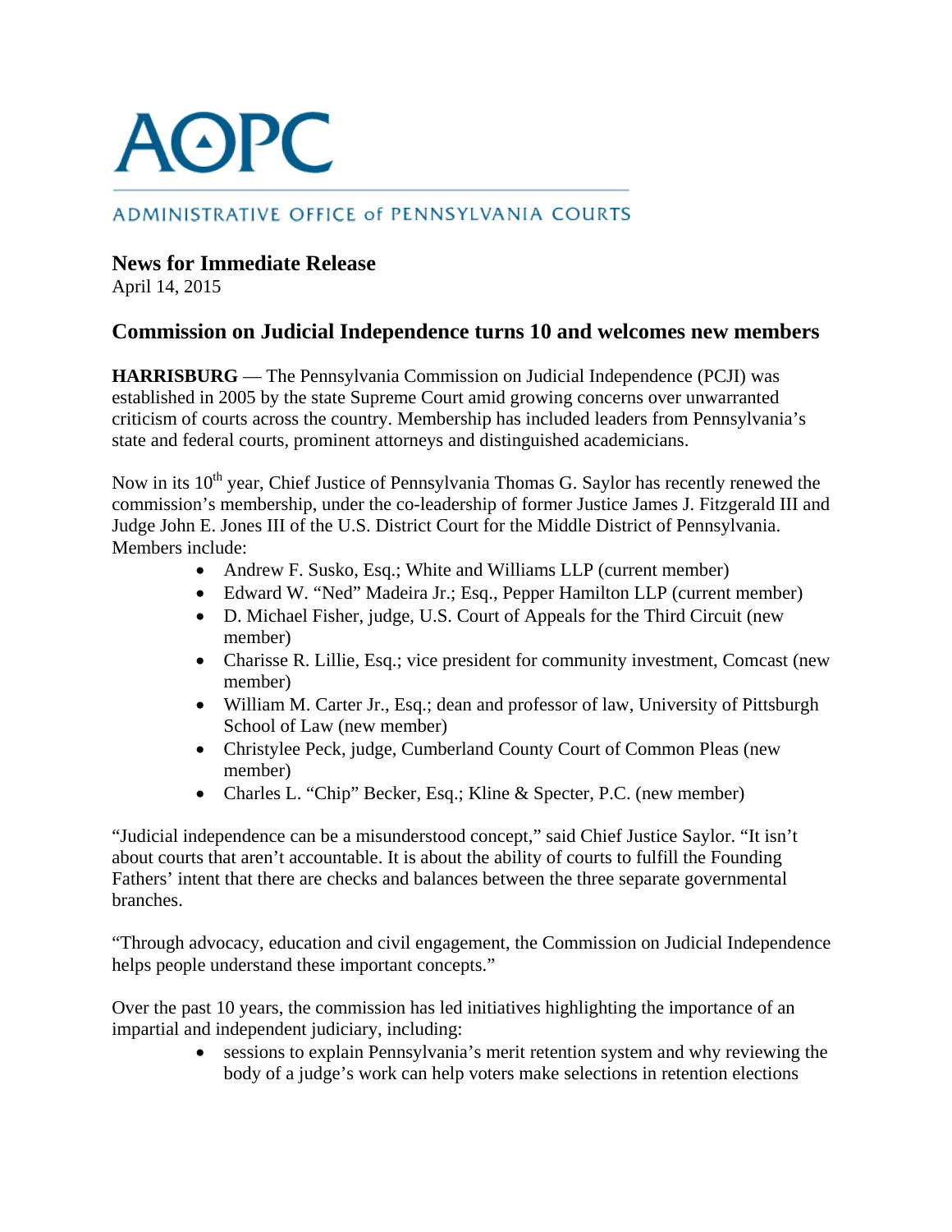# AOPC

ADMINISTRATIVE OFFICE of PENNSYLVANIA COURTS

## News for Immediate Release

April 14, 2015

## Commission on Judicial Independence turns 10 and welcomes new members

**HARRISBURG** — The Pennsylvania Commission on Judicial Independence (PCJI) was established in 2005 by the state Supreme Court amid growing concerns over unwarranted criticism of courts across the country. Membership has included leaders from Pennsylvania's state and federal courts, prominent attorneys and distinguished academicians.

Now in its 10th year, Chief Justice of Pennsylvania Thomas G. Saylor has recently renewed the commission's membership, under the co-leadership of former Justice James J. Fitzgerald III and Judge John E. Jones III of the U.S. District Court for the Middle District of Pennsylvania. Members include:

- Andrew F. Susko, Esq.; White and Williams LLP (current member)
- Edward W. "Ned" Madeira Jr.; Esq., Pepper Hamilton LLP (current member)
- D. Michael Fisher, judge, U.S. Court of Appeals for the Third Circuit (new member)
- Charisse R. Lillie, Esq.; vice president for community investment, Comcast (new member)
- William M. Carter Jr., Esq.; dean and professor of law, University of Pittsburgh School of Law (new member)
- Christylee Peck, judge, Cumberland County Court of Common Pleas (new member)
- Charles L. "Chip" Becker, Esq.; Kline & Specter, P.C. (new member)

"Judicial independence can be a misunderstood concept," said Chief Justice Saylor. "It isn't about courts that aren't accountable. It is about the ability of courts to fulfill the Founding Fathers' intent that there are checks and balances between the three separate governmental branches.

"Through advocacy, education and civil engagement, the Commission on Judicial Independence helps people understand these important concepts."

Over the past 10 years, the commission has led initiatives highlighting the importance of an impartial and independent judiciary, including:

- sessions to explain Pennsylvania's merit retention system and why reviewing the body of a judge's work can help voters make selections in retention elections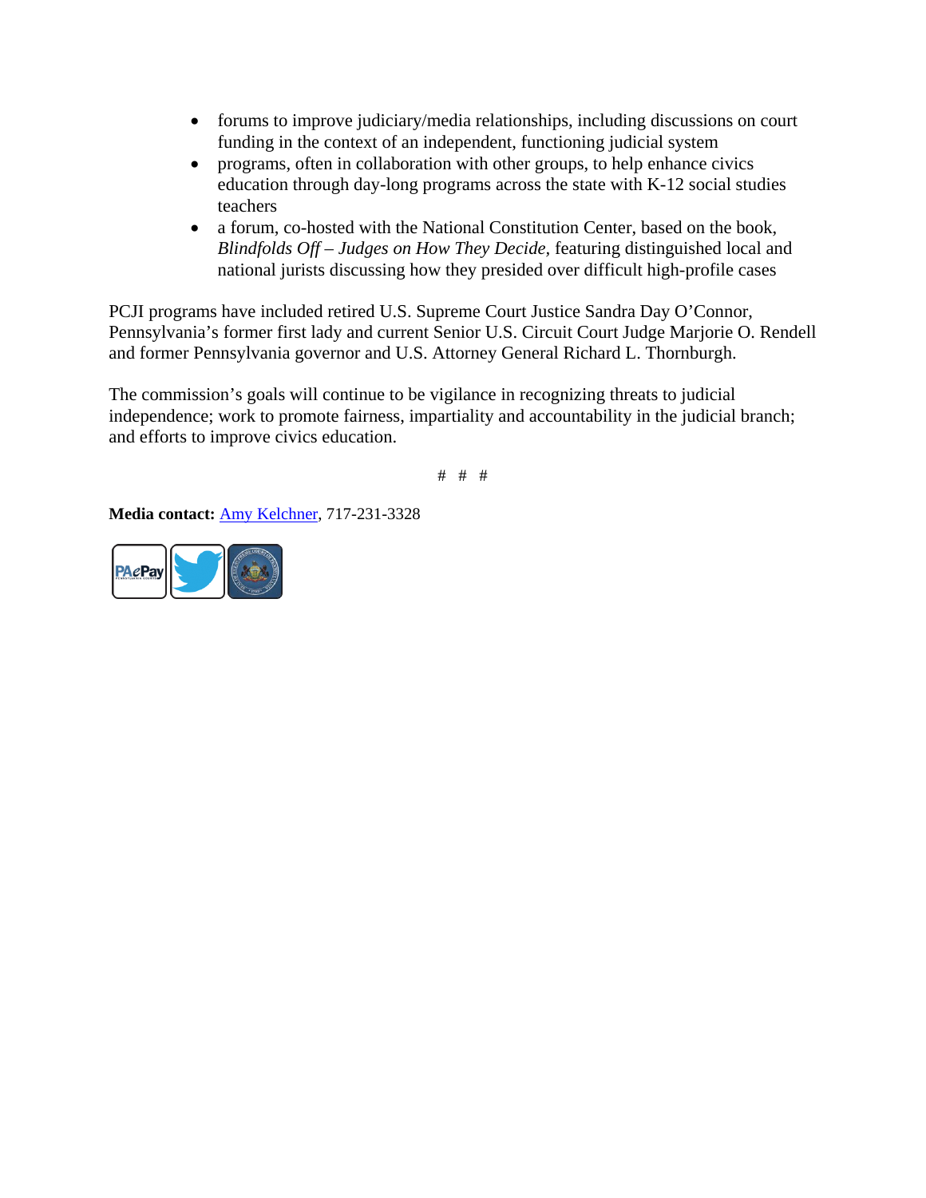- forums to improve judiciary/media relationships, including discussions on court funding in the context of an independent, functioning judicial system
- programs, often in collaboration with other groups, to help enhance civics education through day-long programs across the state with K-12 social studies teachers
- a forum, co-hosted with the National Constitution Center, based on the book, *Blindfolds Off – Judges on How They Decide*, featuring distinguished local and national jurists discussing how they presided over difficult high-profile cases

PCJI programs have included retired U.S. Supreme Court Justice Sandra Day O'Connor, Pennsylvania's former first lady and current Senior U.S. Circuit Court Judge Marjorie O. Rendell and former Pennsylvania governor and U.S. Attorney General Richard L. Thornburgh.

The commission's goals will continue to be vigilance in recognizing threats to judicial independence; work to promote fairness, impartiality and accountability in the judicial branch; and efforts to improve civics education.

# # #

**Media contact:** Amy Kelchner, 717-231-3328